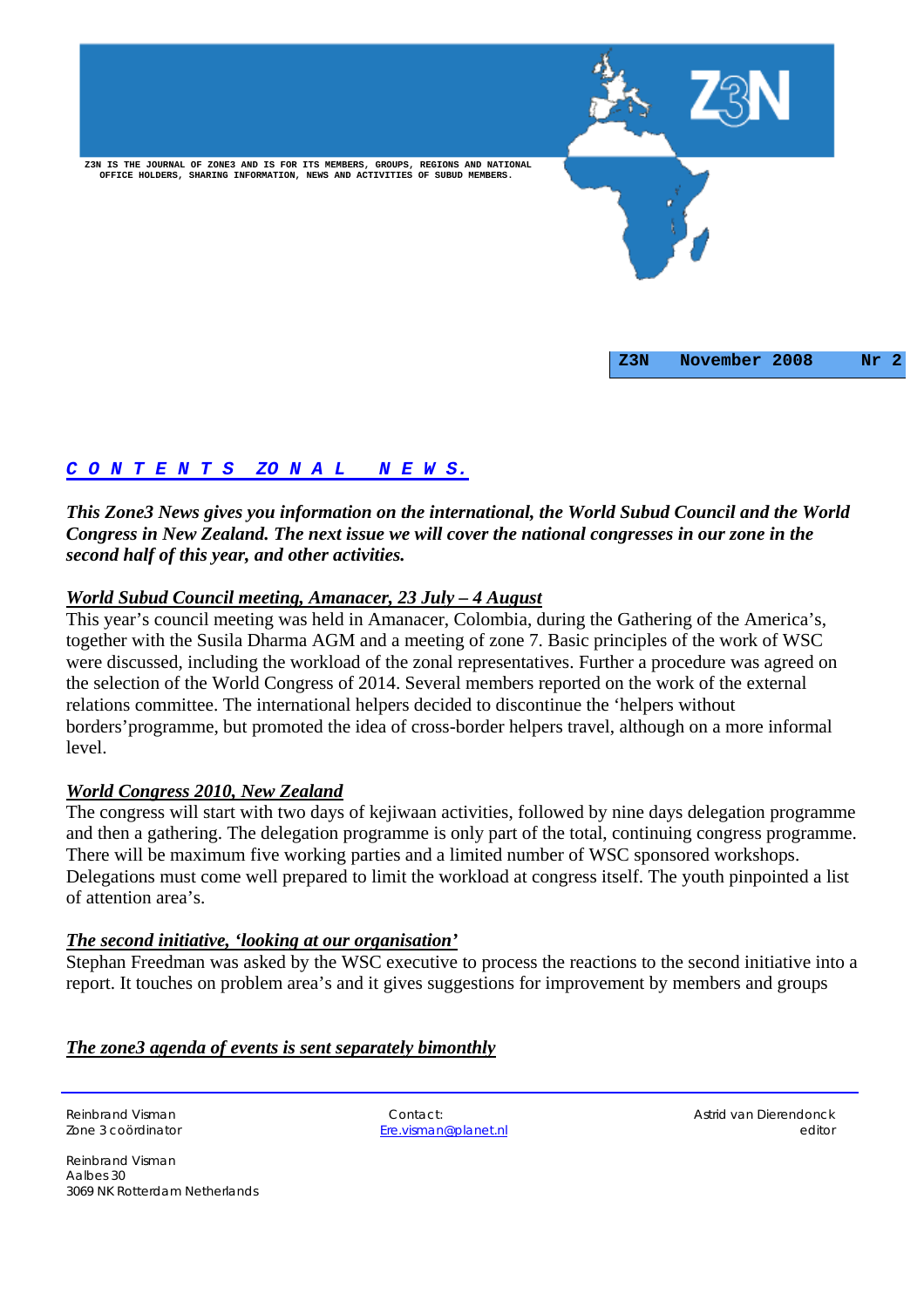Z3N IS THE JOURNAL OF ZONE3 AND IS FOR ITS MEMBERS, GROUPS, REGIONS AND NATIONAL OFFICE HOLDERS, SHARING INFORMATION, NEWS AND ACTIVITIES OF SUBUD MEMBERS.

Z3N

**Z3N November 2008 Nr 2**

## C O N T E N T S ZO N A L N E W S.

***This Zone3 News gives you information on the international, the World Subud Council and the World Congress in New Zealand. The next issue we will cover the national congresses in our zone in the second half of this year, and other activities.***

### *World Subud Council meeting, Amanacer, 23 July – 4 August*

This year's council meeting was held in Amanacer, Colombia, during the Gathering of the America's, together with the Susila Dharma AGM and a meeting of zone 7. Basic principles of the work of WSC were discussed, including the workload of the zonal representatives. Further a procedure was agreed on the selection of the World Congress of 2014. Several members reported on the work of the external relations committee. The international helpers decided to discontinue the 'helpers without borders'programme, but promoted the idea of cross-border helpers travel, although on a more informal level.

### *World Congress 2010, New Zealand*

The congress will start with two days of kejiwaan activities, followed by nine days delegation programme and then a gathering. The delegation programme is only part of the total, continuing congress programme. There will be maximum five working parties and a limited number of WSC sponsored workshops. Delegations must come well prepared to limit the workload at congress itself. The youth pinpointed a list of attention area's.

### *The second initiative, 'looking at our organisation'*

Stephan Freedman was asked by the WSC executive to process the reactions to the second initiative into a report. It touches on problem area's and it gives suggestions for improvement by members and groups

### *The zone3 agenda of events is sent separately bimonthly*

---

Reinbrand Visman
Zone 3 coördinator

Contact:
Ere.visman@planet.nl

Astrid van Dierendonck
editor

Reinbrand Visman
Aalbes 30
3069 NK Rotterdam Netherlands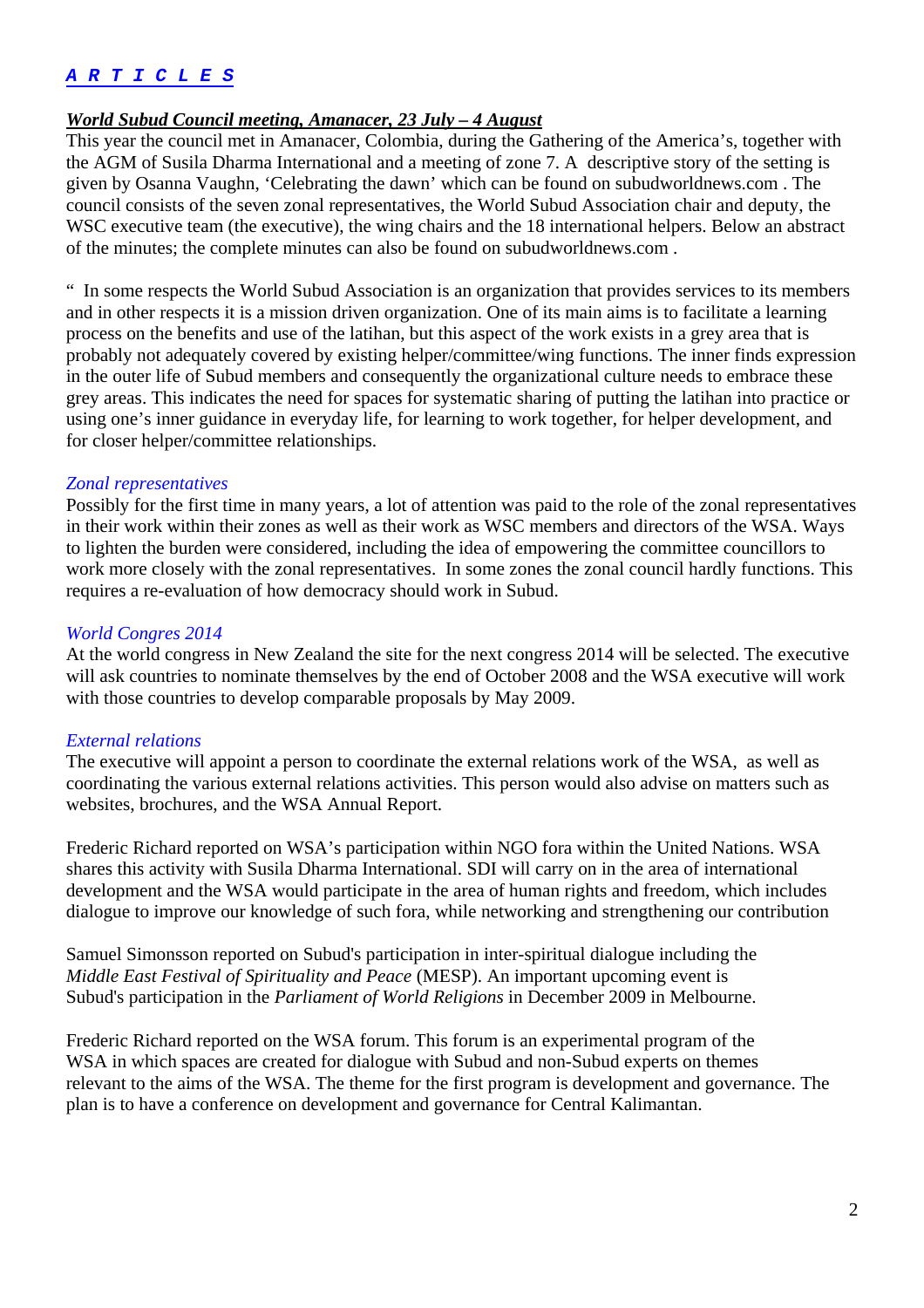## *A R T I C L E S*

### *World Subud Council meeting, Amanacer, 23 July – 4 August*

This year the council met in Amanacer, Colombia, during the Gathering of the America's, together with the AGM of Susila Dharma International and a meeting of zone 7. A descriptive story of the setting is given by Osanna Vaughn, 'Celebrating the dawn' which can be found on subudworldnews.com . The council consists of the seven zonal representatives, the World Subud Association chair and deputy, the WSC executive team (the executive), the wing chairs and the 18 international helpers. Below an abstract of the minutes; the complete minutes can also be found on subudworldnews.com .

" In some respects the World Subud Association is an organization that provides services to its members and in other respects it is a mission driven organization. One of its main aims is to facilitate a learning process on the benefits and use of the latihan, but this aspect of the work exists in a grey area that is probably not adequately covered by existing helper/committee/wing functions. The inner finds expression in the outer life of Subud members and consequently the organizational culture needs to embrace these grey areas. This indicates the need for spaces for systematic sharing of putting the latihan into practice or using one's inner guidance in everyday life, for learning to work together, for helper development, and for closer helper/committee relationships.

*Zonal representatives*

Possibly for the first time in many years, a lot of attention was paid to the role of the zonal representatives in their work within their zones as well as their work as WSC members and directors of the WSA. Ways to lighten the burden were considered, including the idea of empowering the committee councillors to work more closely with the zonal representatives. In some zones the zonal council hardly functions. This requires a re-evaluation of how democracy should work in Subud.

*World Congres 2014*

At the world congress in New Zealand the site for the next congress 2014 will be selected. The executive will ask countries to nominate themselves by the end of October 2008 and the WSA executive will work with those countries to develop comparable proposals by May 2009.

*External relations*

The executive will appoint a person to coordinate the external relations work of the WSA, as well as coordinating the various external relations activities. This person would also advise on matters such as websites, brochures, and the WSA Annual Report.

Frederic Richard reported on WSA's participation within NGO fora within the United Nations. WSA shares this activity with Susila Dharma International. SDI will carry on in the area of international development and the WSA would participate in the area of human rights and freedom, which includes dialogue to improve our knowledge of such fora, while networking and strengthening our contribution

Samuel Simonsson reported on Subud's participation in inter-spiritual dialogue including the *Middle East Festival of Spirituality and Peace* (MESP). An important upcoming event is Subud's participation in the *Parliament of World Religions* in December 2009 in Melbourne.

Frederic Richard reported on the WSA forum. This forum is an experimental program of the WSA in which spaces are created for dialogue with Subud and non-Subud experts on themes relevant to the aims of the WSA. The theme for the first program is development and governance. The plan is to have a conference on development and governance for Central Kalimantan.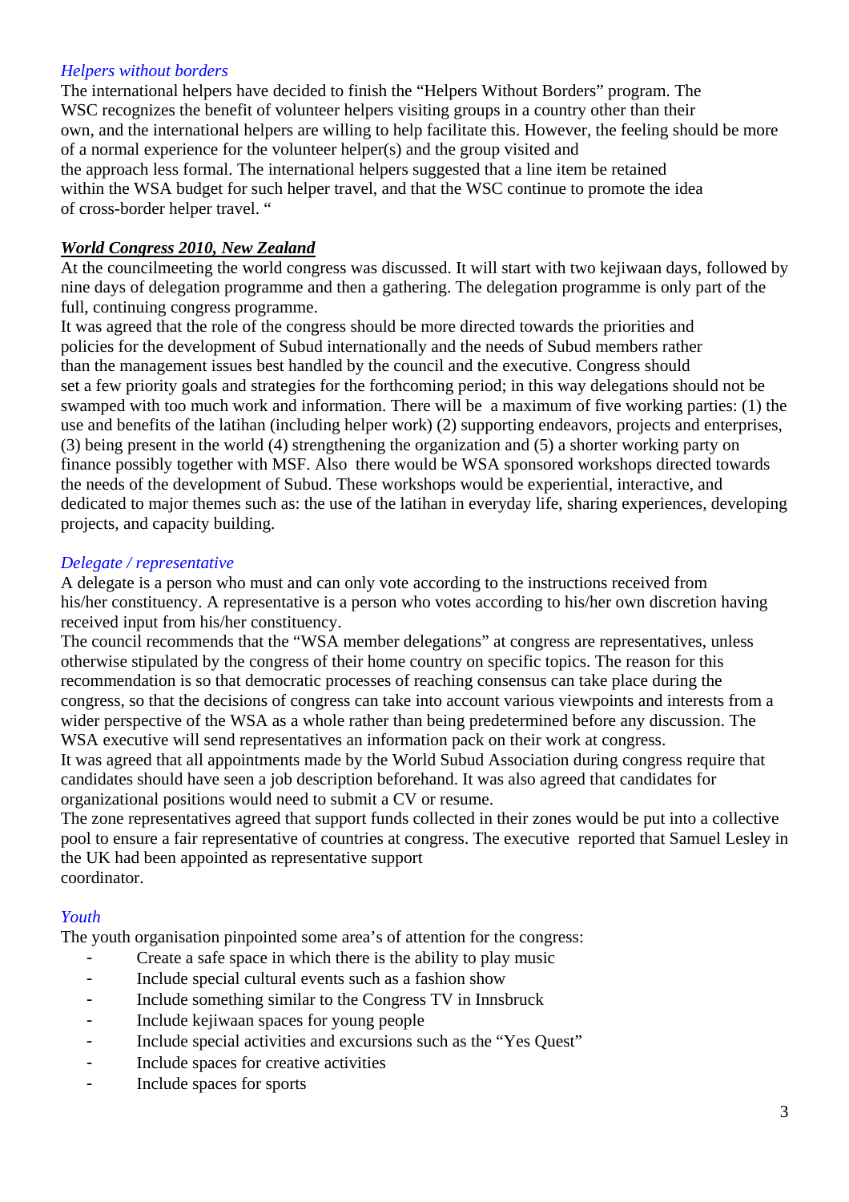*Helpers without borders*

The international helpers have decided to finish the “Helpers Without Borders” program. The WSC recognizes the benefit of volunteer helpers visiting groups in a country other than their own, and the international helpers are willing to help facilitate this. However, the feeling should be more of a normal experience for the volunteer helper(s) and the group visited and the approach less formal. The international helpers suggested that a line item be retained within the WSA budget for such helper travel, and that the WSC continue to promote the idea of cross-border helper travel. “

***World Congress 2010, New Zealand***

At the councilmeeting the world congress was discussed. It will start with two kejiwaan days, followed by nine days of delegation programme and then a gathering. The delegation programme is only part of the full, continuing congress programme.

It was agreed that the role of the congress should be more directed towards the priorities and policies for the development of Subud internationally and the needs of Subud members rather than the management issues best handled by the council and the executive. Congress should set a few priority goals and strategies for the forthcoming period; in this way delegations should not be swamped with too much work and information. There will be a maximum of five working parties: (1) the use and benefits of the latihan (including helper work) (2) supporting endeavors, projects and enterprises, (3) being present in the world (4) strengthening the organization and (5) a shorter working party on finance possibly together with MSF. Also there would be WSA sponsored workshops directed towards the needs of the development of Subud. These workshops would be experiential, interactive, and dedicated to major themes such as: the use of the latihan in everyday life, sharing experiences, developing projects, and capacity building.

*Delegate / representative*

A delegate is a person who must and can only vote according to the instructions received from his/her constituency. A representative is a person who votes according to his/her own discretion having received input from his/her constituency.

The council recommends that the “WSA member delegations” at congress are representatives, unless otherwise stipulated by the congress of their home country on specific topics. The reason for this recommendation is so that democratic processes of reaching consensus can take place during the congress, so that the decisions of congress can take into account various viewpoints and interests from a wider perspective of the WSA as a whole rather than being predetermined before any discussion. The WSA executive will send representatives an information pack on their work at congress.

It was agreed that all appointments made by the World Subud Association during congress require that candidates should have seen a job description beforehand. It was also agreed that candidates for organizational positions would need to submit a CV or resume.

The zone representatives agreed that support funds collected in their zones would be put into a collective pool to ensure a fair representative of countries at congress. The executive reported that Samuel Lesley in the UK had been appointed as representative support coordinator.

*Youth*

The youth organisation pinpointed some area’s of attention for the congress:

- Create a safe space in which there is the ability to play music
- Include special cultural events such as a fashion show
- Include something similar to the Congress TV in Innsbruck
- Include kejiwaan spaces for young people
- Include special activities and excursions such as the “Yes Quest”
- Include spaces for creative activities
- Include spaces for sports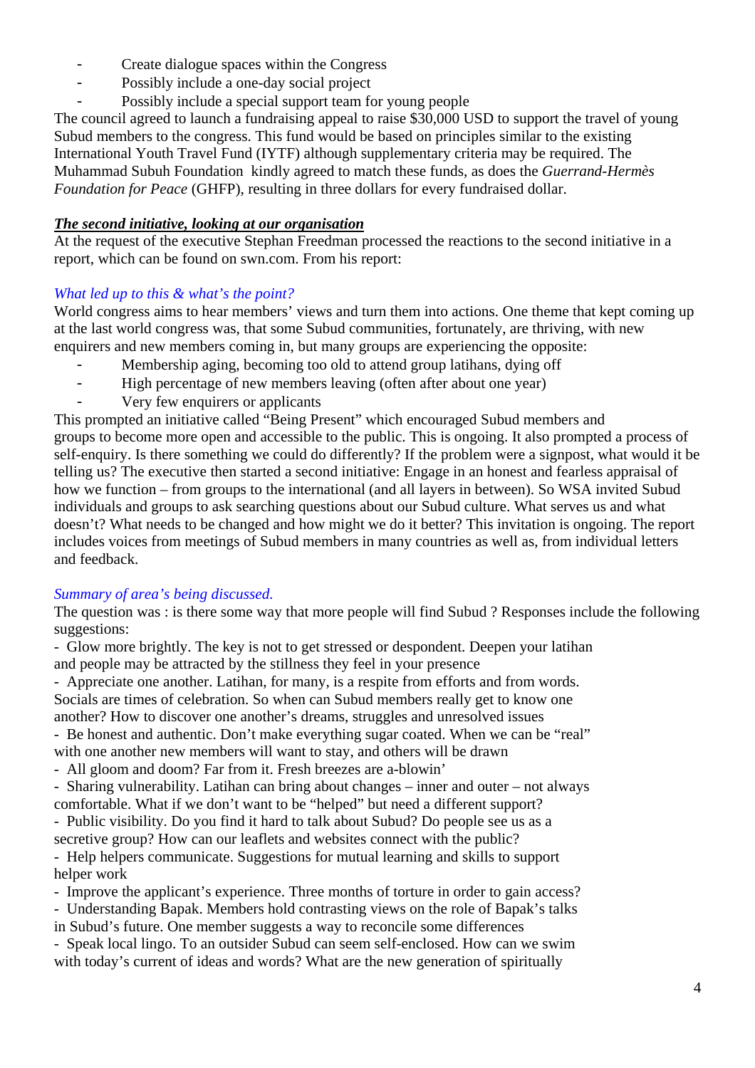- Create dialogue spaces within the Congress
- Possibly include a one-day social project
- Possibly include a special support team for young people

The council agreed to launch a fundraising appeal to raise $30,000 USD to support the travel of young Subud members to the congress. This fund would be based on principles similar to the existing International Youth Travel Fund (IYTF) although supplementary criteria may be required. The Muhammad Subuh Foundation kindly agreed to match these funds, as does the *Guerrand-Hermès Foundation for Peace* (GHFP), resulting in three dollars for every fundraised dollar.

***The second initiative, looking at our organisation***

At the request of the executive Stephan Freedman processed the reactions to the second initiative in a report, which can be found on swn.com. From his report:

*What led up to this & what's the point?*

World congress aims to hear members' views and turn them into actions. One theme that kept coming up at the last world congress was, that some Subud communities, fortunately, are thriving, with new enquirers and new members coming in, but many groups are experiencing the opposite:

- Membership aging, becoming too old to attend group latihans, dying off
- High percentage of new members leaving (often after about one year)
- Very few enquirers or applicants

This prompted an initiative called "Being Present" which encouraged Subud members and groups to become more open and accessible to the public. This is ongoing. It also prompted a process of self-enquiry. Is there something we could do differently? If the problem were a signpost, what would it be telling us? The executive then started a second initiative: Engage in an honest and fearless appraisal of how we function – from groups to the international (and all layers in between). So WSA invited Subud individuals and groups to ask searching questions about our Subud culture. What serves us and what doesn't? What needs to be changed and how might we do it better? This invitation is ongoing. The report includes voices from meetings of Subud members in many countries as well as, from individual letters and feedback.

*Summary of area's being discussed.*

The question was : is there some way that more people will find Subud ? Responses include the following suggestions:

- Glow more brightly. The key is not to get stressed or despondent. Deepen your latihan and people may be attracted by the stillness they feel in your presence
- Appreciate one another. Latihan, for many, is a respite from efforts and from words. Socials are times of celebration. So when can Subud members really get to know one another? How to discover one another's dreams, struggles and unresolved issues
- Be honest and authentic. Don't make everything sugar coated. When we can be "real" with one another new members will want to stay, and others will be drawn
- All gloom and doom? Far from it. Fresh breezes are a-blowin'
- Sharing vulnerability. Latihan can bring about changes – inner and outer – not always comfortable. What if we don't want to be "helped" but need a different support?
- Public visibility. Do you find it hard to talk about Subud? Do people see us as a secretive group? How can our leaflets and websites connect with the public?
- Help helpers communicate. Suggestions for mutual learning and skills to support helper work
- Improve the applicant's experience. Three months of torture in order to gain access?
- Understanding Bapak. Members hold contrasting views on the role of Bapak's talks in Subud's future. One member suggests a way to reconcile some differences
- Speak local lingo. To an outsider Subud can seem self-enclosed. How can we swim with today's current of ideas and words? What are the new generation of spiritually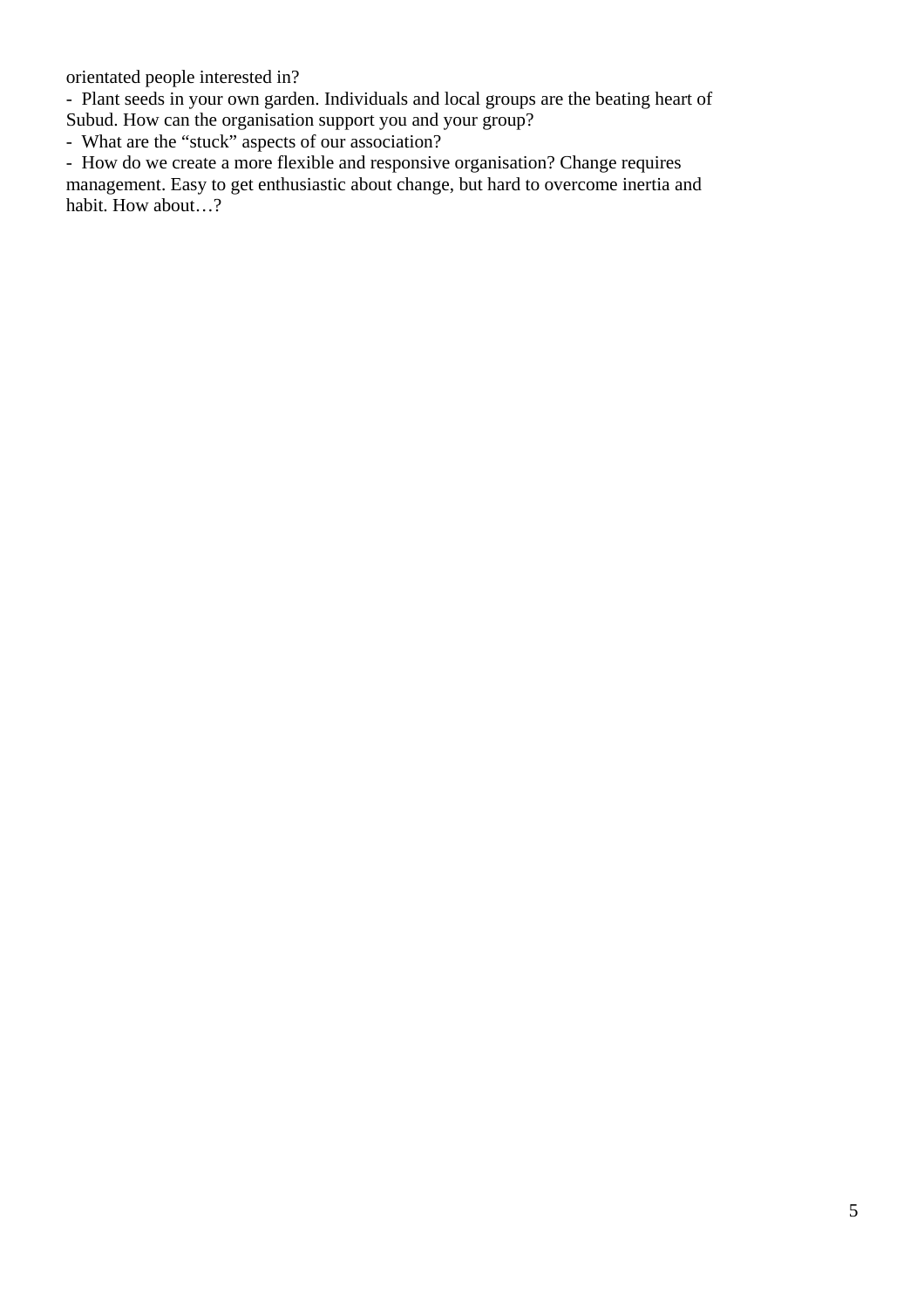orientated people interested in?

- Plant seeds in your own garden. Individuals and local groups are the beating heart of Subud. How can the organisation support you and your group?
- What are the “stuck” aspects of our association?
- How do we create a more flexible and responsive organisation? Change requires management. Easy to get enthusiastic about change, but hard to overcome inertia and habit. How about…?